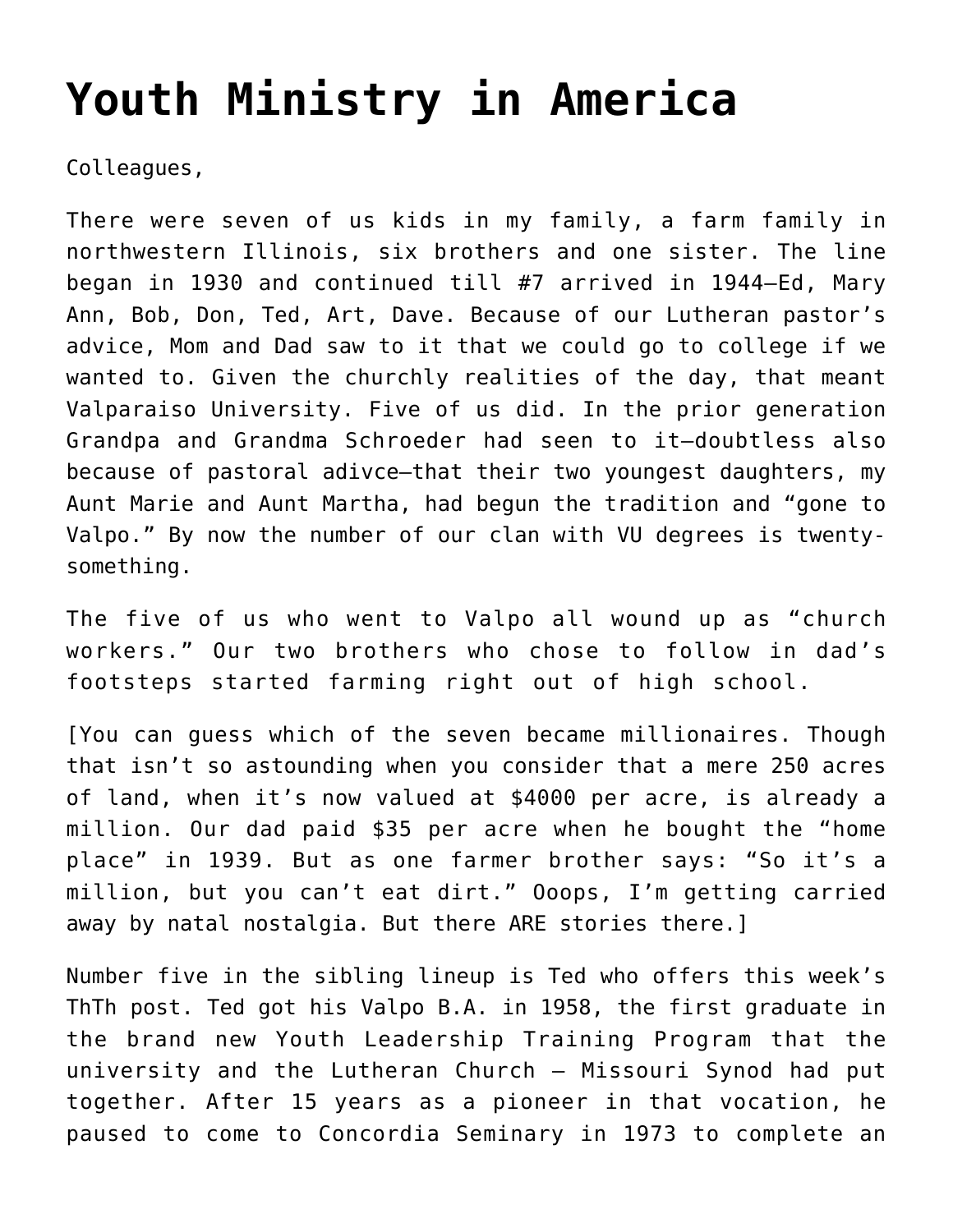# Youth Ministry in America

Colleagues,

There were seven of us kids in my family, a farm family in northwestern Illinois, six brothers and one sister. The line began in 1930 and continued till #7 arrived in 1944—Ed, Mary Ann, Bob, Don, Ted, Art, Dave. Because of our Lutheran pastor's advice, Mom and Dad saw to it that we could go to college if we wanted to. Given the churchly realities of the day, that meant Valparaiso University. Five of us did. In the prior generation Grandpa and Grandma Schroeder had seen to it—doubtless also because of pastoral adivce—that their two youngest daughters, my Aunt Marie and Aunt Martha, had begun the tradition and "gone to Valpo." By now the number of our clan with VU degrees is twenty-something.

The five of us who went to Valpo all wound up as "church workers." Our two brothers who chose to follow in dad's footsteps started farming right out of high school.

[You can guess which of the seven became millionaires. Though that isn't so astounding when you consider that a mere 250 acres of land, when it's now valued at $4000 per acre, is already a million. Our dad paid $35 per acre when he bought the "home place" in 1939. But as one farmer brother says: "So it's a million, but you can't eat dirt." Ooops, I'm getting carried away by natal nostalgia. But there ARE stories there.]

Number five in the sibling lineup is Ted who offers this week's ThTh post. Ted got his Valpo B.A. in 1958, the first graduate in the brand new Youth Leadership Training Program that the university and the Lutheran Church – Missouri Synod had put together. After 15 years as a pioneer in that vocation, he paused to come to Concordia Seminary in 1973 to complete an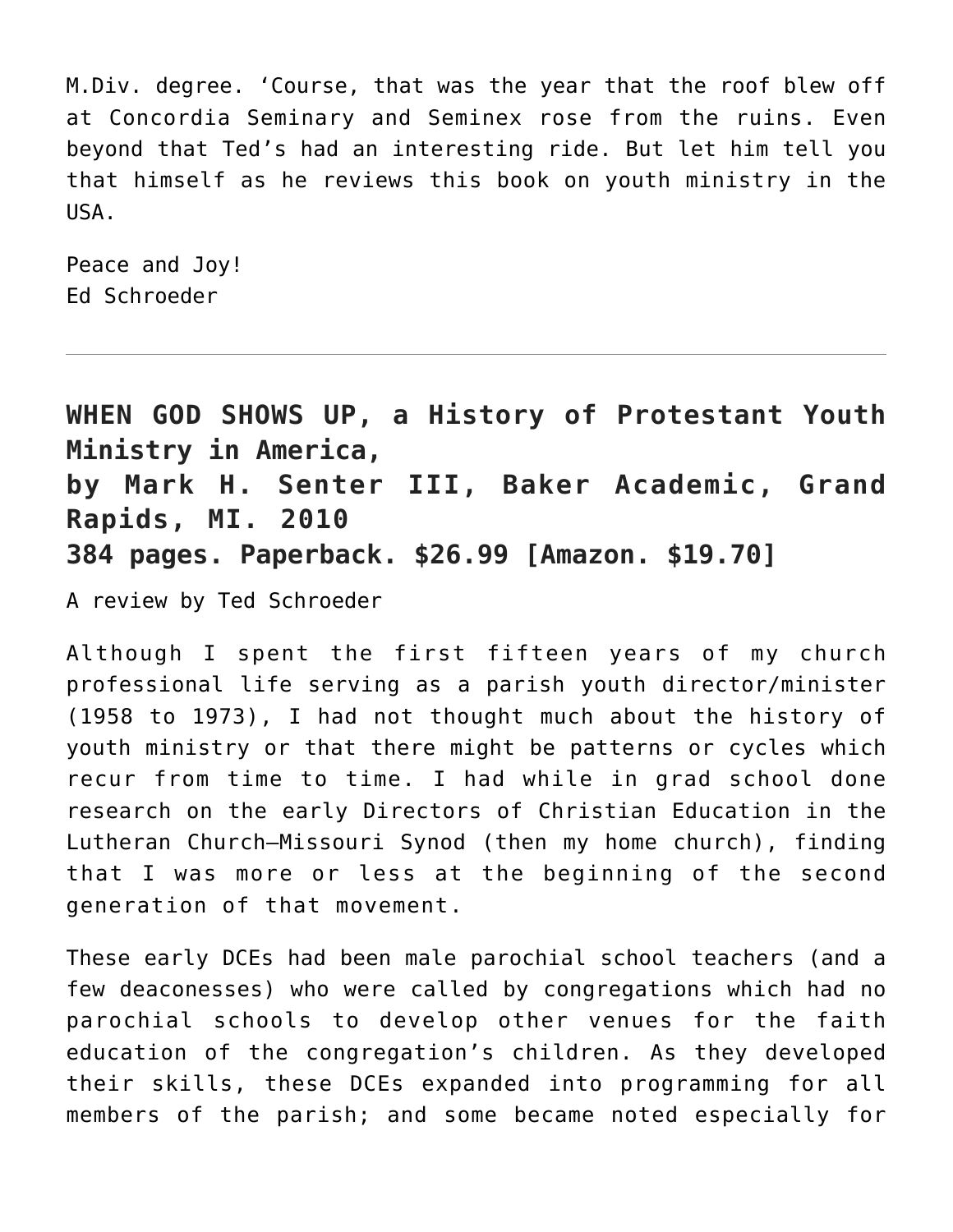M.Div. degree. 'Course, that was the year that the roof blew off at Concordia Seminary and Seminex rose from the ruins. Even beyond that Ted's had an interesting ride. But let him tell you that himself as he reviews this book on youth ministry in the USA.

Peace and Joy!
Ed Schroeder

---

**WHEN GOD SHOWS UP, a History of Protestant Youth Ministry in America,**
**by Mark H. Senter III, Baker Academic, Grand Rapids, MI. 2010**
**384 pages. Paperback. $26.99 [Amazon. $19.70]**

A review by Ted Schroeder

Although I spent the first fifteen years of my church professional life serving as a parish youth director/minister (1958 to 1973), I had not thought much about the history of youth ministry or that there might be patterns or cycles which recur from time to time. I had while in grad school done research on the early Directors of Christian Education in the Lutheran Church–Missouri Synod (then my home church), finding that I was more or less at the beginning of the second generation of that movement.

These early DCEs had been male parochial school teachers (and a few deaconesses) who were called by congregations which had no parochial schools to develop other venues for the faith education of the congregation's children. As they developed their skills, these DCEs expanded into programming for all members of the parish; and some became noted especially for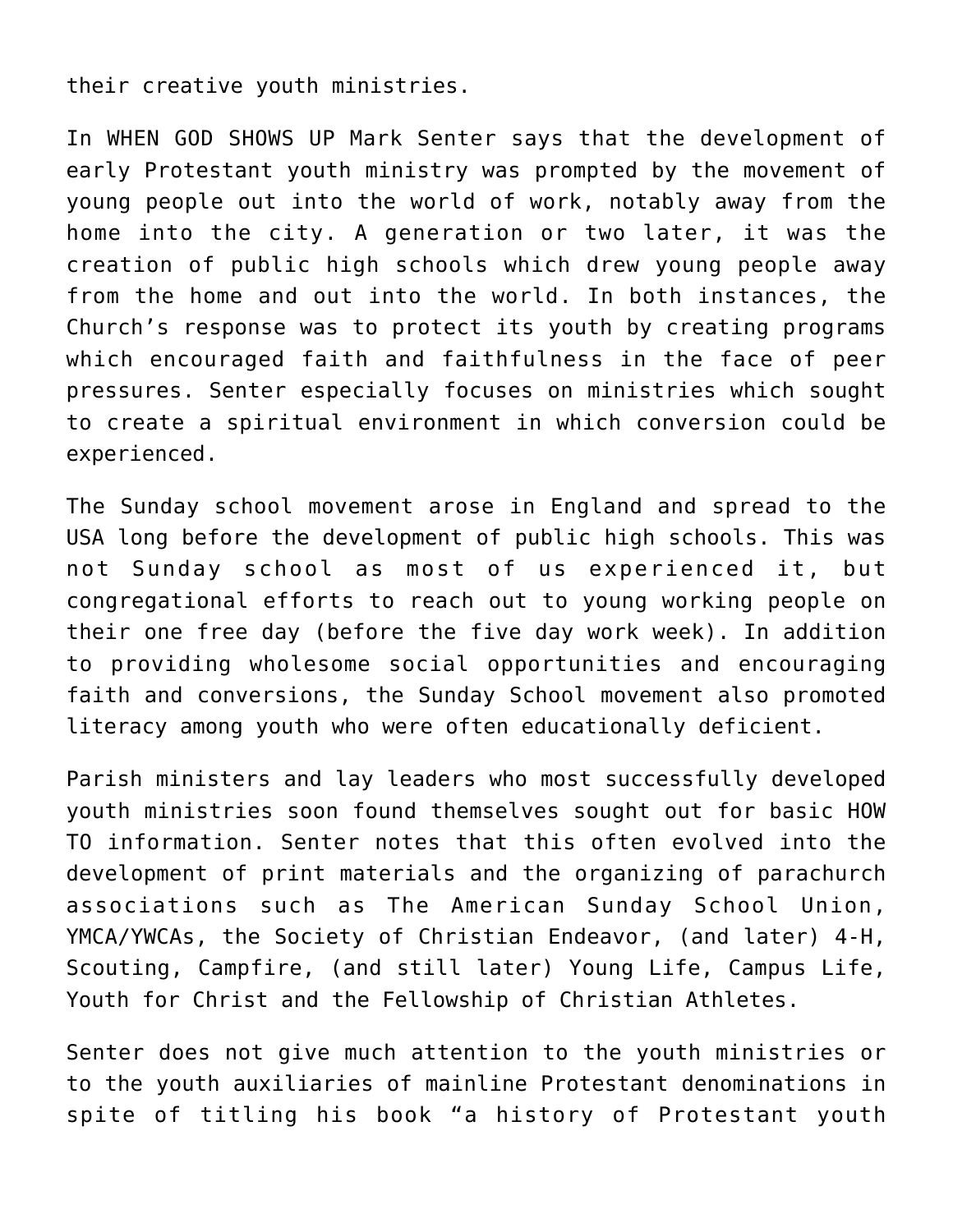their creative youth ministries.

In WHEN GOD SHOWS UP Mark Senter says that the development of early Protestant youth ministry was prompted by the movement of young people out into the world of work, notably away from the home into the city. A generation or two later, it was the creation of public high schools which drew young people away from the home and out into the world. In both instances, the Church's response was to protect its youth by creating programs which encouraged faith and faithfulness in the face of peer pressures. Senter especially focuses on ministries which sought to create a spiritual environment in which conversion could be experienced.

The Sunday school movement arose in England and spread to the USA long before the development of public high schools. This was not Sunday school as most of us experienced it, but congregational efforts to reach out to young working people on their one free day (before the five day work week). In addition to providing wholesome social opportunities and encouraging faith and conversions, the Sunday School movement also promoted literacy among youth who were often educationally deficient.

Parish ministers and lay leaders who most successfully developed youth ministries soon found themselves sought out for basic HOW TO information. Senter notes that this often evolved into the development of print materials and the organizing of parachurch associations such as The American Sunday School Union, YMCA/YWCAs, the Society of Christian Endeavor, (and later) 4-H, Scouting, Campfire, (and still later) Young Life, Campus Life, Youth for Christ and the Fellowship of Christian Athletes.

Senter does not give much attention to the youth ministries or to the youth auxiliaries of mainline Protestant denominations in spite of titling his book "a history of Protestant youth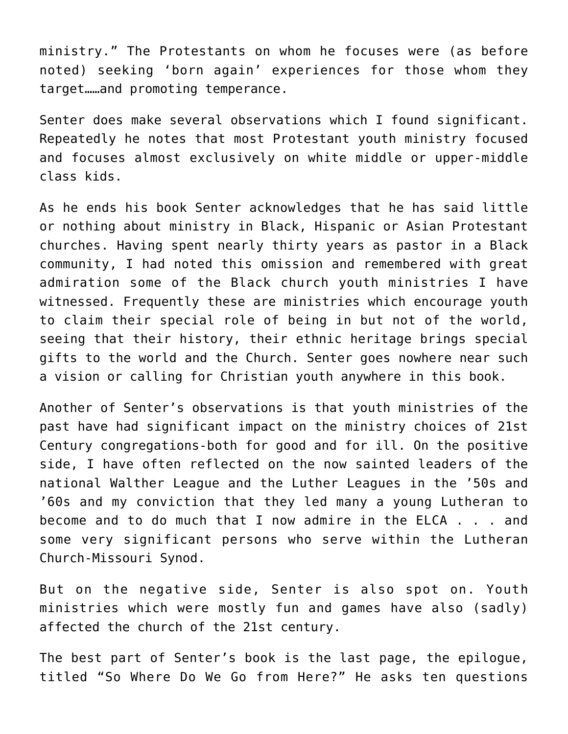ministry." The Protestants on whom he focuses were (as before noted) seeking 'born again' experiences for those whom they target……and promoting temperance.

Senter does make several observations which I found significant. Repeatedly he notes that most Protestant youth ministry focused and focuses almost exclusively on white middle or upper-middle class kids.

As he ends his book Senter acknowledges that he has said little or nothing about ministry in Black, Hispanic or Asian Protestant churches. Having spent nearly thirty years as pastor in a Black community, I had noted this omission and remembered with great admiration some of the Black church youth ministries I have witnessed. Frequently these are ministries which encourage youth to claim their special role of being in but not of the world, seeing that their history, their ethnic heritage brings special gifts to the world and the Church. Senter goes nowhere near such a vision or calling for Christian youth anywhere in this book.

Another of Senter's observations is that youth ministries of the past have had significant impact on the ministry choices of 21st Century congregations-both for good and for ill. On the positive side, I have often reflected on the now sainted leaders of the national Walther League and the Luther Leagues in the '50s and '60s and my conviction that they led many a young Lutheran to become and to do much that I now admire in the ELCA . . . and some very significant persons who serve within the Lutheran Church-Missouri Synod.

But on the negative side, Senter is also spot on. Youth ministries which were mostly fun and games have also (sadly) affected the church of the 21st century.

The best part of Senter's book is the last page, the epilogue, titled "So Where Do We Go from Here?" He asks ten questions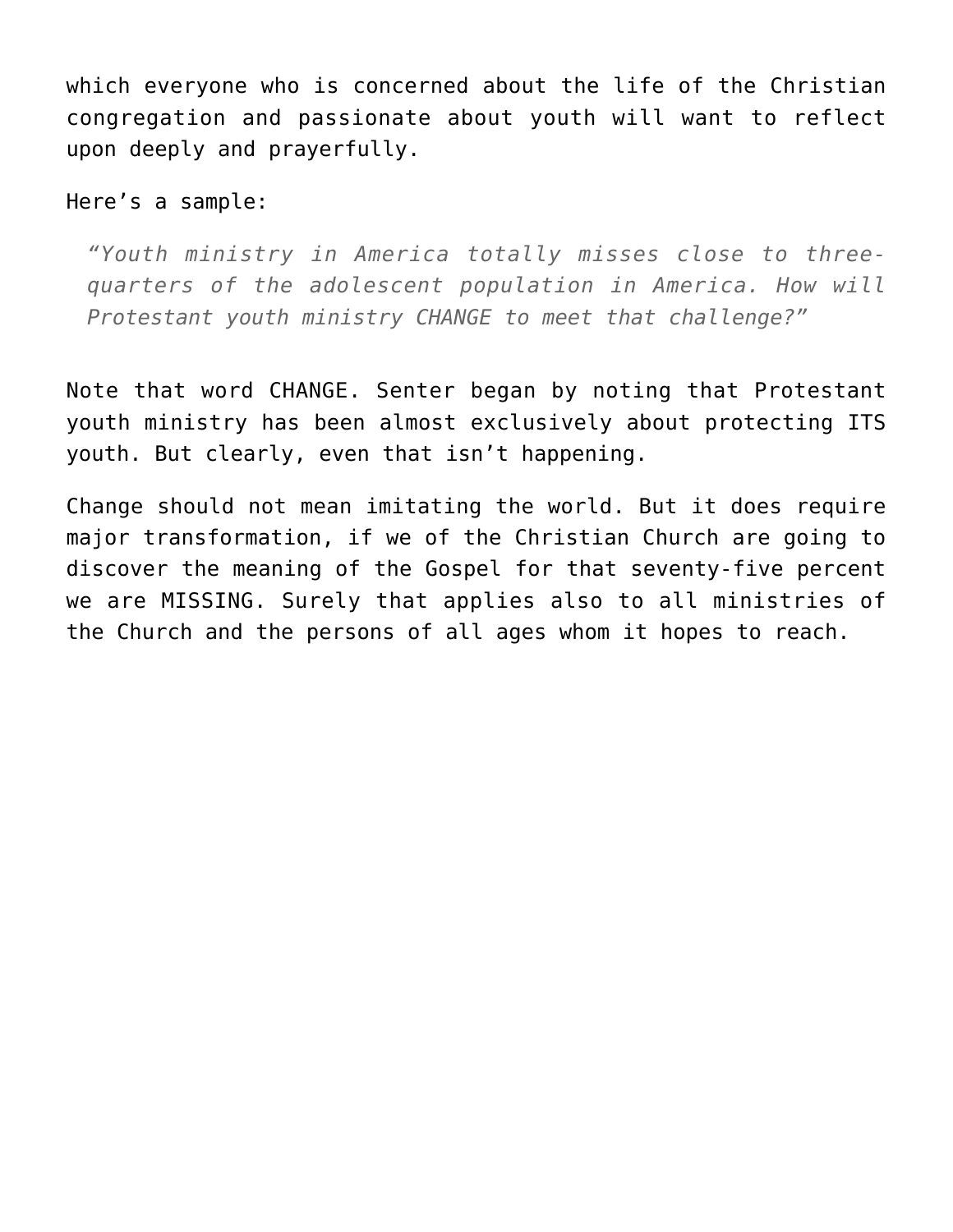which everyone who is concerned about the life of the Christian congregation and passionate about youth will want to reflect upon deeply and prayerfully.

Here's a sample:

> *"Youth ministry in America totally misses close to three-quarters of the adolescent population in America. How will Protestant youth ministry CHANGE to meet that challenge?"*

Note that word CHANGE. Senter began by noting that Protestant youth ministry has been almost exclusively about protecting ITS youth. But clearly, even that isn't happening.

Change should not mean imitating the world. But it does require major transformation, if we of the Christian Church are going to discover the meaning of the Gospel for that seventy-five percent we are MISSING. Surely that applies also to all ministries of the Church and the persons of all ages whom it hopes to reach.